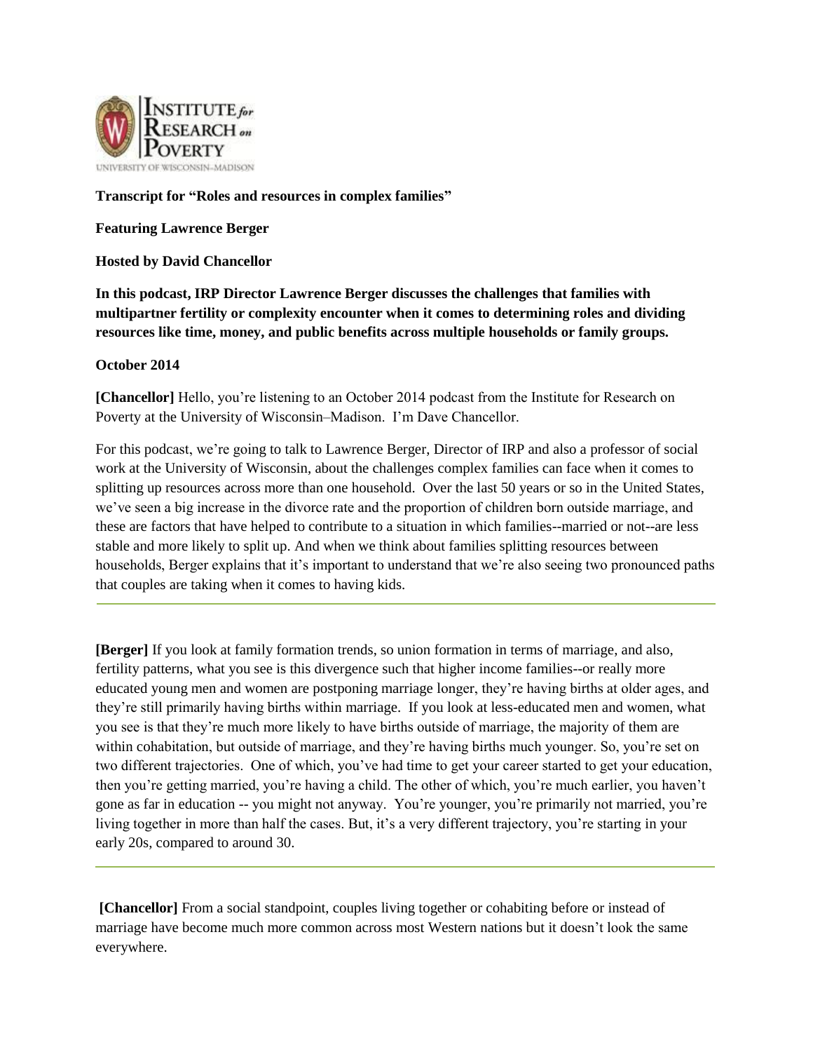**Transcript for "Roles and resources in complex families"**

**Featuring Lawrence Berger**

**Hosted by David Chancellor**

**In this podcast, IRP Director Lawrence Berger discusses the challenges that families with multipartner fertility or complexity encounter when it comes to determining roles and dividing resources like time, money, and public benefits across multiple households or family groups.**

**October 2014**

**[Chancellor]** Hello, you're listening to an October 2014 podcast from the Institute for Research on Poverty at the University of Wisconsin–Madison. I'm Dave Chancellor.

For this podcast, we're going to talk to Lawrence Berger, Director of IRP and also a professor of social work at the University of Wisconsin, about the challenges complex families can face when it comes to splitting up resources across more than one household. Over the last 50 years or so in the United States, we've seen a big increase in the divorce rate and the proportion of children born outside marriage, and these are factors that have helped to contribute to a situation in which families--married or not--are less stable and more likely to split up. And when we think about families splitting resources between households, Berger explains that it's important to understand that we're also seeing two pronounced paths that couples are taking when it comes to having kids.

---

**[Berger]** If you look at family formation trends, so union formation in terms of marriage, and also, fertility patterns, what you see is this divergence such that higher income families--or really more educated young men and women are postponing marriage longer, they're having births at older ages, and they're still primarily having births within marriage. If you look at less-educated men and women, what you see is that they're much more likely to have births outside of marriage, the majority of them are within cohabitation, but outside of marriage, and they're having births much younger. So, you're set on two different trajectories. One of which, you've had time to get your career started to get your education, then you're getting married, you're having a child. The other of which, you're much earlier, you haven't gone as far in education -- you might not anyway. You're younger, you're primarily not married, you're living together in more than half the cases. But, it's a very different trajectory, you're starting in your early 20s, compared to around 30.

---

**[Chancellor]** From a social standpoint, couples living together or cohabiting before or instead of marriage have become much more common across most Western nations but it doesn't look the same everywhere.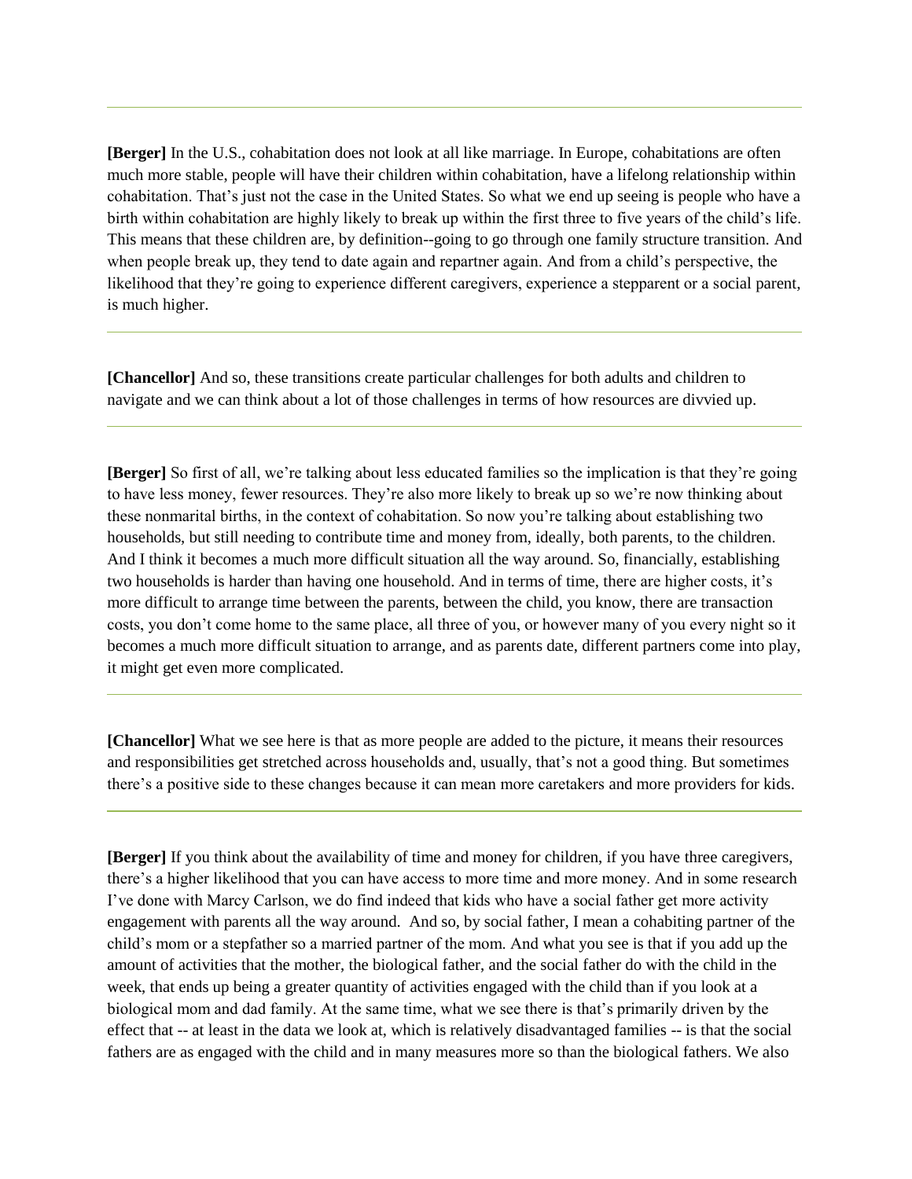**[Berger]** In the U.S., cohabitation does not look at all like marriage. In Europe, cohabitations are often much more stable, people will have their children within cohabitation, have a lifelong relationship within cohabitation. That's just not the case in the United States. So what we end up seeing is people who have a birth within cohabitation are highly likely to break up within the first three to five years of the child's life. This means that these children are, by definition--going to go through one family structure transition. And when people break up, they tend to date again and repartner again. And from a child's perspective, the likelihood that they're going to experience different caregivers, experience a stepparent or a social parent, is much higher.

---

**[Chancellor]** And so, these transitions create particular challenges for both adults and children to navigate and we can think about a lot of those challenges in terms of how resources are divvied up.

---

**[Berger]** So first of all, we're talking about less educated families so the implication is that they're going to have less money, fewer resources. They're also more likely to break up so we're now thinking about these nonmarital births, in the context of cohabitation. So now you're talking about establishing two households, but still needing to contribute time and money from, ideally, both parents, to the children. And I think it becomes a much more difficult situation all the way around. So, financially, establishing two households is harder than having one household. And in terms of time, there are higher costs, it's more difficult to arrange time between the parents, between the child, you know, there are transaction costs, you don't come home to the same place, all three of you, or however many of you every night so it becomes a much more difficult situation to arrange, and as parents date, different partners come into play, it might get even more complicated.

---

**[Chancellor]** What we see here is that as more people are added to the picture, it means their resources and responsibilities get stretched across households and, usually, that's not a good thing. But sometimes there's a positive side to these changes because it can mean more caretakers and more providers for kids.

---

**[Berger]** If you think about the availability of time and money for children, if you have three caregivers, there's a higher likelihood that you can have access to more time and more money. And in some research I've done with Marcy Carlson, we do find indeed that kids who have a social father get more activity engagement with parents all the way around. And so, by social father, I mean a cohabiting partner of the child's mom or a stepfather so a married partner of the mom. And what you see is that if you add up the amount of activities that the mother, the biological father, and the social father do with the child in the week, that ends up being a greater quantity of activities engaged with the child than if you look at a biological mom and dad family. At the same time, what we see there is that's primarily driven by the effect that -- at least in the data we look at, which is relatively disadvantaged families -- is that the social fathers are as engaged with the child and in many measures more so than the biological fathers. We also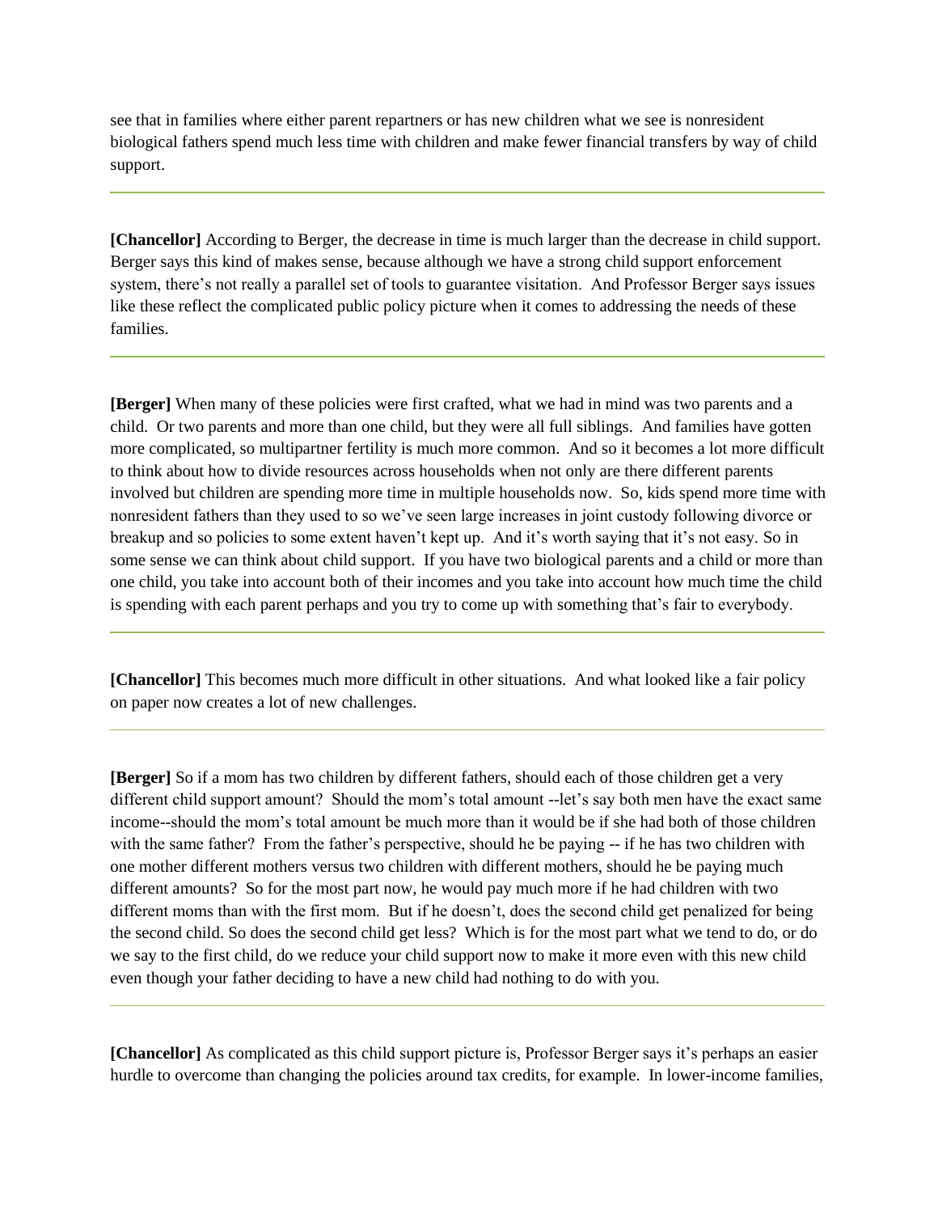see that in families where either parent repartners or has new children what we see is nonresident biological fathers spend much less time with children and make fewer financial transfers by way of child support.

---

**[Chancellor]** According to Berger, the decrease in time is much larger than the decrease in child support. Berger says this kind of makes sense, because although we have a strong child support enforcement system, there's not really a parallel set of tools to guarantee visitation. And Professor Berger says issues like these reflect the complicated public policy picture when it comes to addressing the needs of these families.

---

**[Berger]** When many of these policies were first crafted, what we had in mind was two parents and a child. Or two parents and more than one child, but they were all full siblings. And families have gotten more complicated, so multipartner fertility is much more common. And so it becomes a lot more difficult to think about how to divide resources across households when not only are there different parents involved but children are spending more time in multiple households now. So, kids spend more time with nonresident fathers than they used to so we've seen large increases in joint custody following divorce or breakup and so policies to some extent haven't kept up. And it's worth saying that it's not easy. So in some sense we can think about child support. If you have two biological parents and a child or more than one child, you take into account both of their incomes and you take into account how much time the child is spending with each parent perhaps and you try to come up with something that's fair to everybody.

---

**[Chancellor]** This becomes much more difficult in other situations. And what looked like a fair policy on paper now creates a lot of new challenges.

---

**[Berger]** So if a mom has two children by different fathers, should each of those children get a very different child support amount? Should the mom's total amount --let's say both men have the exact same income--should the mom's total amount be much more than it would be if she had both of those children with the same father? From the father's perspective, should he be paying -- if he has two children with one mother different mothers versus two children with different mothers, should he be paying much different amounts? So for the most part now, he would pay much more if he had children with two different moms than with the first mom. But if he doesn't, does the second child get penalized for being the second child. So does the second child get less? Which is for the most part what we tend to do, or do we say to the first child, do we reduce your child support now to make it more even with this new child even though your father deciding to have a new child had nothing to do with you.

---

**[Chancellor]** As complicated as this child support picture is, Professor Berger says it's perhaps an easier hurdle to overcome than changing the policies around tax credits, for example. In lower-income families,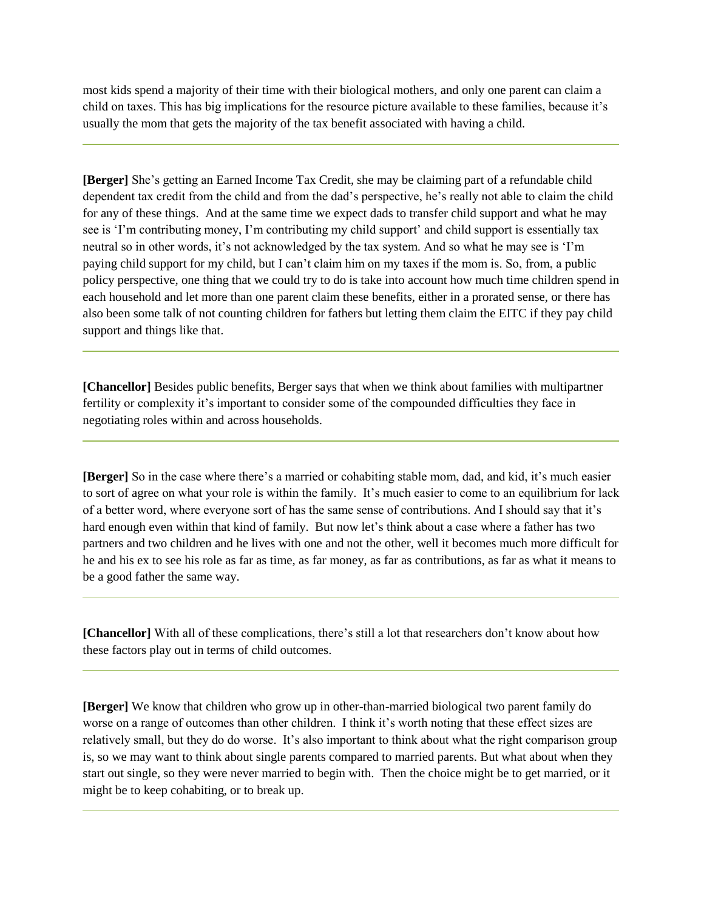most kids spend a majority of their time with their biological mothers, and only one parent can claim a child on taxes. This has big implications for the resource picture available to these families, because it's usually the mom that gets the majority of the tax benefit associated with having a child.

---

**[Berger]** She's getting an Earned Income Tax Credit, she may be claiming part of a refundable child dependent tax credit from the child and from the dad's perspective, he's really not able to claim the child for any of these things. And at the same time we expect dads to transfer child support and what he may see is 'I'm contributing money, I'm contributing my child support' and child support is essentially tax neutral so in other words, it's not acknowledged by the tax system. And so what he may see is 'I'm paying child support for my child, but I can't claim him on my taxes if the mom is. So, from, a public policy perspective, one thing that we could try to do is take into account how much time children spend in each household and let more than one parent claim these benefits, either in a prorated sense, or there has also been some talk of not counting children for fathers but letting them claim the EITC if they pay child support and things like that.

---

**[Chancellor]** Besides public benefits, Berger says that when we think about families with multipartner fertility or complexity it's important to consider some of the compounded difficulties they face in negotiating roles within and across households.

---

**[Berger]** So in the case where there's a married or cohabiting stable mom, dad, and kid, it's much easier to sort of agree on what your role is within the family. It's much easier to come to an equilibrium for lack of a better word, where everyone sort of has the same sense of contributions. And I should say that it's hard enough even within that kind of family. But now let's think about a case where a father has two partners and two children and he lives with one and not the other, well it becomes much more difficult for he and his ex to see his role as far as time, as far money, as far as contributions, as far as what it means to be a good father the same way.

---

**[Chancellor]** With all of these complications, there's still a lot that researchers don't know about how these factors play out in terms of child outcomes.

---

**[Berger]** We know that children who grow up in other-than-married biological two parent family do worse on a range of outcomes than other children. I think it's worth noting that these effect sizes are relatively small, but they do do worse. It's also important to think about what the right comparison group is, so we may want to think about single parents compared to married parents. But what about when they start out single, so they were never married to begin with. Then the choice might be to get married, or it might be to keep cohabiting, or to break up.

---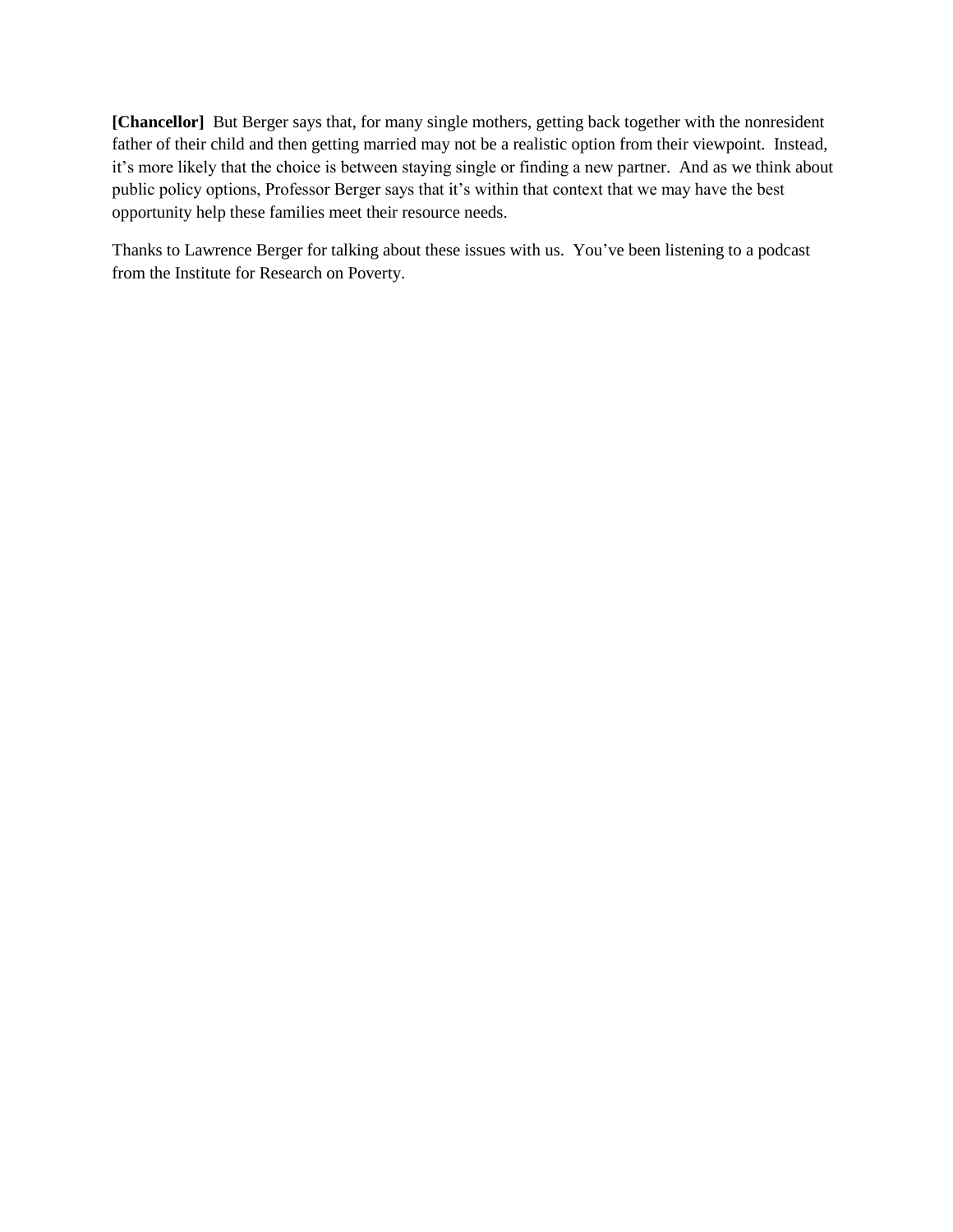**[Chancellor]** But Berger says that, for many single mothers, getting back together with the nonresident father of their child and then getting married may not be a realistic option from their viewpoint. Instead, it's more likely that the choice is between staying single or finding a new partner. And as we think about public policy options, Professor Berger says that it's within that context that we may have the best opportunity help these families meet their resource needs.

Thanks to Lawrence Berger for talking about these issues with us. You've been listening to a podcast from the Institute for Research on Poverty.